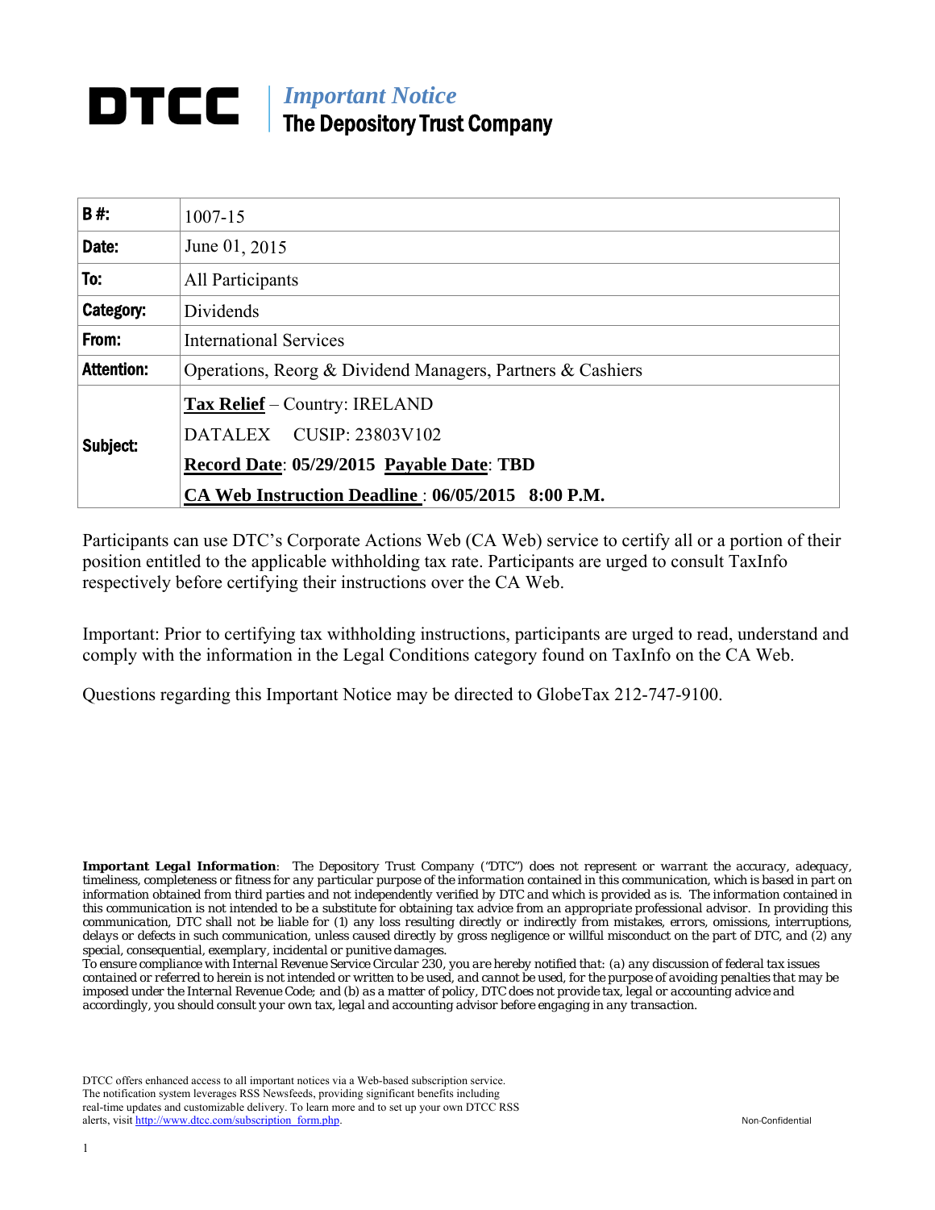# DTCC | *Important Notice*
## The Depository Trust Company

| | |
|---|---|
| **B #:** | 1007-15 |
| **Date:** | June 01, 2015 |
| **To:** | All Participants |
| **Category:** | Dividends |
| **From:** | International Services |
| **Attention:** | Operations, Reorg & Dividend Managers, Partners & Cashiers |
| **Subject:** | **Tax Relief** – Country: IRELAND<br>DATALEX CUSIP: 23803V102<br>**Record Date: 05/29/2015 Payable Date: TBD**<br>**CA Web Instruction Deadline : 06/05/2015 8:00 P.M.** |

Participants can use DTC's Corporate Actions Web (CA Web) service to certify all or a portion of their position entitled to the applicable withholding tax rate. Participants are urged to consult TaxInfo respectively before certifying their instructions over the CA Web.

Important: Prior to certifying tax withholding instructions, participants are urged to read, understand and comply with the information in the Legal Conditions category found on TaxInfo on the CA Web.

Questions regarding this Important Notice may be directed to GlobeTax 212-747-9100.

***Important Legal Information**: The Depository Trust Company ("DTC") does not represent or warrant the accuracy, adequacy, timeliness, completeness or fitness for any particular purpose of the information contained in this communication, which is based in part on information obtained from third parties and not independently verified by DTC and which is provided as is. The information contained in this communication is not intended to be a substitute for obtaining tax advice from an appropriate professional advisor. In providing this communication, DTC shall not be liable for (1) any loss resulting directly or indirectly from mistakes, errors, omissions, interruptions, delays or defects in such communication, unless caused directly by gross negligence or willful misconduct on the part of DTC, and (2) any special, consequential, exemplary, incidental or punitive damages.*

*To ensure compliance with Internal Revenue Service Circular 230, you are hereby notified that: (a) any discussion of federal tax issues contained or referred to herein is not intended or written to be used, and cannot be used, for the purpose of avoiding penalties that may be imposed under the Internal Revenue Code; and (b) as a matter of policy, DTC does not provide tax, legal or accounting advice and accordingly, you should consult your own tax, legal and accounting advisor before engaging in any transaction.*

DTCC offers enhanced access to all important notices via a Web-based subscription service. The notification system leverages RSS Newsfeeds, providing significant benefits including real-time updates and customizable delivery. To learn more and to set up your own DTCC RSS alerts, visit http://www.dtcc.com/subscription_form.php.

Non-Confidential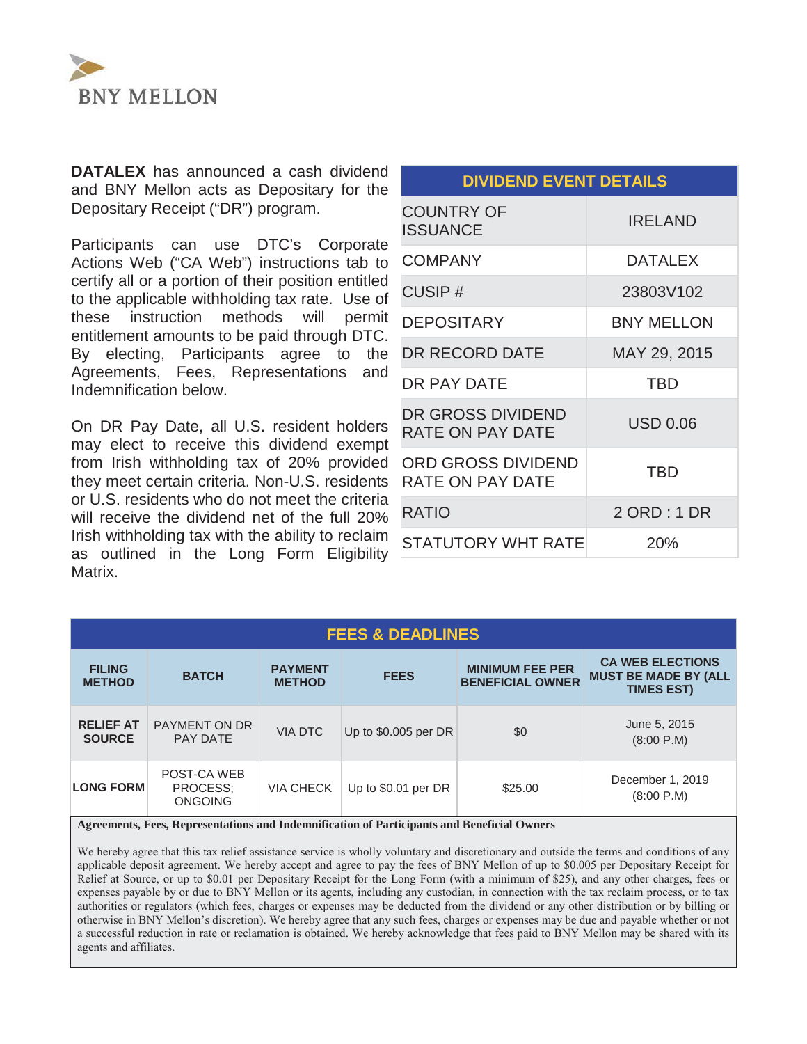BNY MELLON

**DATALEX** has announced a cash dividend and BNY Mellon acts as Depositary for the Depositary Receipt ("DR") program.

Participants can use DTC's Corporate Actions Web ("CA Web") instructions tab to certify all or a portion of their position entitled to the applicable withholding tax rate. Use of these instruction methods will permit entitlement amounts to be paid through DTC. By electing, Participants agree to the Agreements, Fees, Representations and Indemnification below.

On DR Pay Date, all U.S. resident holders may elect to receive this dividend exempt from Irish withholding tax of 20% provided they meet certain criteria. Non-U.S. residents or U.S. residents who do not meet the criteria will receive the dividend net of the full 20% Irish withholding tax with the ability to reclaim as outlined in the Long Form Eligibility Matrix.

| DIVIDEND EVENT DETAILS | |
|---|---|
| COUNTRY OF ISSUANCE | IRELAND |
| COMPANY | DATALEX |
| CUSIP # | 23803V102 |
| DEPOSITARY | BNY MELLON |
| DR RECORD DATE | MAY 29, 2015 |
| DR PAY DATE | TBD |
| DR GROSS DIVIDEND RATE ON PAY DATE | USD 0.06 |
| ORD GROSS DIVIDEND RATE ON PAY DATE | TBD |
| RATIO | 2 ORD : 1 DR |
| STATUTORY WHT RATE | 20% |

## FEES & DEADLINES

| FILING METHOD | BATCH | PAYMENT METHOD | FEES | MINIMUM FEE PER BENEFICIAL OWNER | CA WEB ELECTIONS MUST BE MADE BY (ALL TIMES EST) |
|---|---|---|---|---|---|
| **RELIEF AT SOURCE** | PAYMENT ON DR PAY DATE | VIA DTC | Up to $0.005 per DR | $0 | June 5, 2015 (8:00 P.M) |
| **LONG FORM** | POST-CA WEB PROCESS; ONGOING | VIA CHECK | Up to $0.01 per DR | $25.00 | December 1, 2019 (8:00 P.M) |

**Agreements, Fees, Representations and Indemnification of Participants and Beneficial Owners**

We hereby agree that this tax relief assistance service is wholly voluntary and discretionary and outside the terms and conditions of any applicable deposit agreement. We hereby accept and agree to pay the fees of BNY Mellon of up to $0.005 per Depositary Receipt for Relief at Source, or up to $0.01 per Depositary Receipt for the Long Form (with a minimum of $25), and any other charges, fees or expenses payable by or due to BNY Mellon or its agents, including any custodian, in connection with the tax reclaim process, or to tax authorities or regulators (which fees, charges or expenses may be deducted from the dividend or any other distribution or by billing or otherwise in BNY Mellon's discretion). We hereby agree that any such fees, charges or expenses may be due and payable whether or not a successful reduction in rate or reclamation is obtained. We hereby acknowledge that fees paid to BNY Mellon may be shared with its agents and affiliates.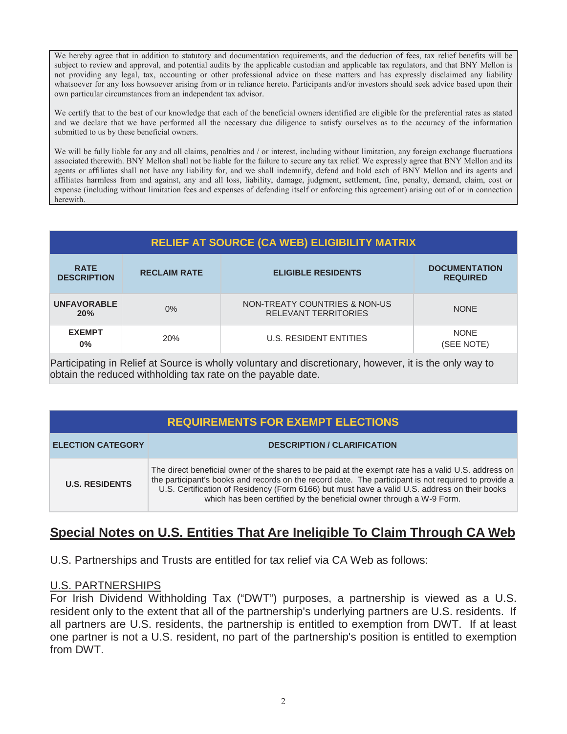We hereby agree that in addition to statutory and documentation requirements, and the deduction of fees, tax relief benefits will be subject to review and approval, and potential audits by the applicable custodian and applicable tax regulators, and that BNY Mellon is not providing any legal, tax, accounting or other professional advice on these matters and has expressly disclaimed any liability whatsoever for any loss howsoever arising from or in reliance hereto. Participants and/or investors should seek advice based upon their own particular circumstances from an independent tax advisor.

We certify that to the best of our knowledge that each of the beneficial owners identified are eligible for the preferential rates as stated and we declare that we have performed all the necessary due diligence to satisfy ourselves as to the accuracy of the information submitted to us by these beneficial owners.

We will be fully liable for any and all claims, penalties and / or interest, including without limitation, any foreign exchange fluctuations associated therewith. BNY Mellon shall not be liable for the failure to secure any tax relief. We expressly agree that BNY Mellon and its agents or affiliates shall not have any liability for, and we shall indemnify, defend and hold each of BNY Mellon and its agents and affiliates harmless from and against, any and all loss, liability, damage, judgment, settlement, fine, penalty, demand, claim, cost or expense (including without limitation fees and expenses of defending itself or enforcing this agreement) arising out of or in connection herewith.

## RELIEF AT SOURCE (CA WEB) ELIGIBILITY MATRIX

| RATE DESCRIPTION | RECLAIM RATE | ELIGIBLE RESIDENTS | DOCUMENTATION REQUIRED |
|---|---|---|---|
| **UNFAVORABLE 20%** | 0% | NON-TREATY COUNTRIES & NON-US RELEVANT TERRITORIES | NONE |
| **EXEMPT 0%** | 20% | U.S. RESIDENT ENTITIES | NONE (SEE NOTE) |

Participating in Relief at Source is wholly voluntary and discretionary, however, it is the only way to obtain the reduced withholding tax rate on the payable date.

## REQUIREMENTS FOR EXEMPT ELECTIONS

| ELECTION CATEGORY | DESCRIPTION / CLARIFICATION |
|---|---|
| **U.S. RESIDENTS** | The direct beneficial owner of the shares to be paid at the exempt rate has a valid U.S. address on the participant's books and records on the record date. The participant is not required to provide a U.S. Certification of Residency (Form 6166) but must have a valid U.S. address on their books which has been certified by the beneficial owner through a W-9 Form. |

## Special Notes on U.S. Entities That Are Ineligible To Claim Through CA Web

U.S. Partnerships and Trusts are entitled for tax relief via CA Web as follows:

### U.S. PARTNERSHIPS

For Irish Dividend Withholding Tax ("DWT") purposes, a partnership is viewed as a U.S. resident only to the extent that all of the partnership's underlying partners are U.S. residents. If all partners are U.S. residents, the partnership is entitled to exemption from DWT. If at least one partner is not a U.S. resident, no part of the partnership's position is entitled to exemption from DWT.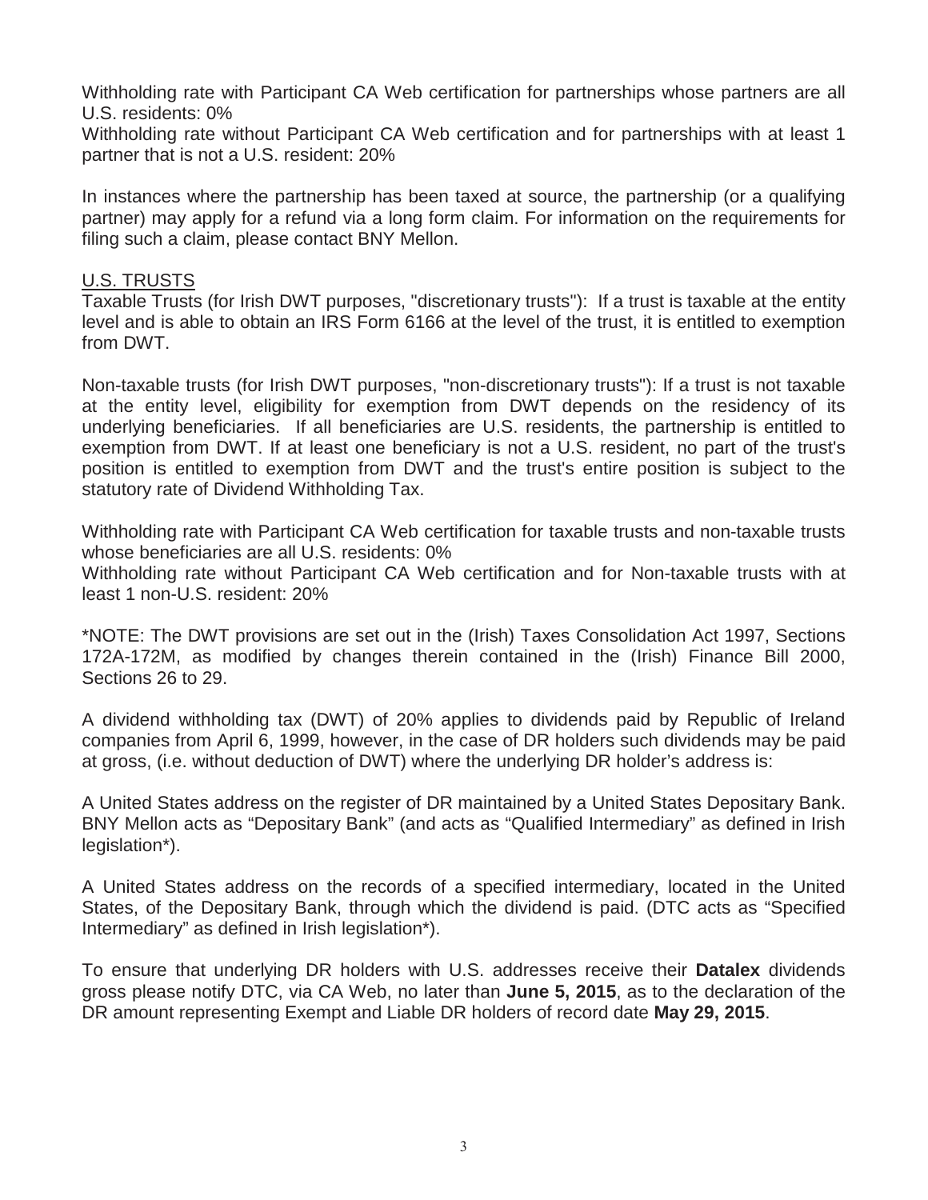Withholding rate with Participant CA Web certification for partnerships whose partners are all U.S. residents: 0%
Withholding rate without Participant CA Web certification and for partnerships with at least 1 partner that is not a U.S. resident: 20%

In instances where the partnership has been taxed at source, the partnership (or a qualifying partner) may apply for a refund via a long form claim. For information on the requirements for filing such a claim, please contact BNY Mellon.

U.S. TRUSTS

Taxable Trusts (for Irish DWT purposes, "discretionary trusts"): If a trust is taxable at the entity level and is able to obtain an IRS Form 6166 at the level of the trust, it is entitled to exemption from DWT.

Non-taxable trusts (for Irish DWT purposes, "non-discretionary trusts"): If a trust is not taxable at the entity level, eligibility for exemption from DWT depends on the residency of its underlying beneficiaries. If all beneficiaries are U.S. residents, the partnership is entitled to exemption from DWT. If at least one beneficiary is not a U.S. resident, no part of the trust's position is entitled to exemption from DWT and the trust's entire position is subject to the statutory rate of Dividend Withholding Tax.

Withholding rate with Participant CA Web certification for taxable trusts and non-taxable trusts whose beneficiaries are all U.S. residents: 0%
Withholding rate without Participant CA Web certification and for Non-taxable trusts with at least 1 non-U.S. resident: 20%

*NOTE: The DWT provisions are set out in the (Irish) Taxes Consolidation Act 1997, Sections 172A-172M, as modified by changes therein contained in the (Irish) Finance Bill 2000, Sections 26 to 29.

A dividend withholding tax (DWT) of 20% applies to dividends paid by Republic of Ireland companies from April 6, 1999, however, in the case of DR holders such dividends may be paid at gross, (i.e. without deduction of DWT) where the underlying DR holder's address is:

A United States address on the register of DR maintained by a United States Depositary Bank. BNY Mellon acts as "Depositary Bank" (and acts as "Qualified Intermediary" as defined in Irish legislation*).

A United States address on the records of a specified intermediary, located in the United States, of the Depositary Bank, through which the dividend is paid. (DTC acts as "Specified Intermediary" as defined in Irish legislation*).

To ensure that underlying DR holders with U.S. addresses receive their **Datalex** dividends gross please notify DTC, via CA Web, no later than **June 5, 2015**, as to the declaration of the DR amount representing Exempt and Liable DR holders of record date **May 29, 2015**.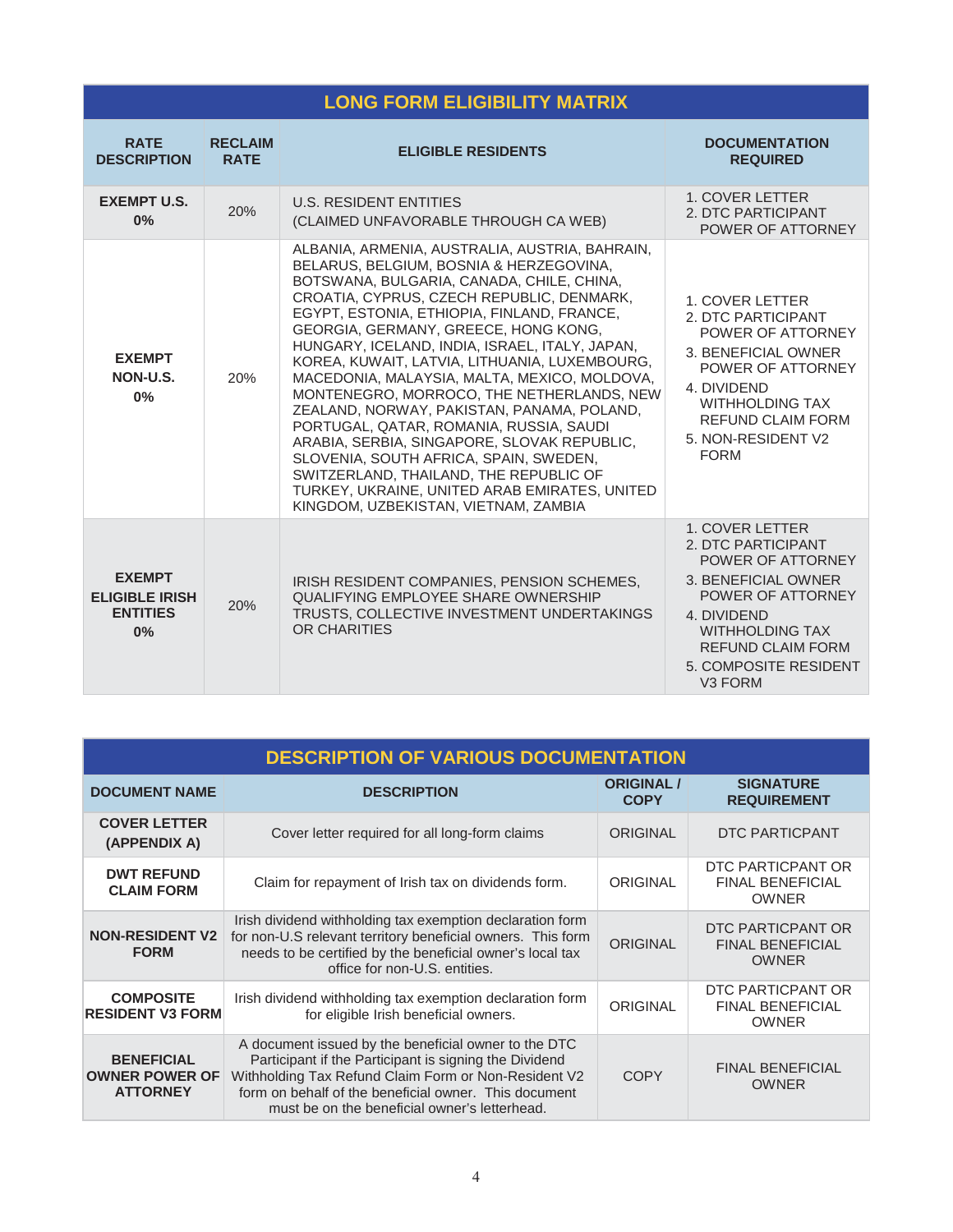| LONG FORM ELIGIBILITY MATRIX | | | |
|---|---|---|---|
| **RATE DESCRIPTION** | **RECLAIM RATE** | **ELIGIBLE RESIDENTS** | **DOCUMENTATION REQUIRED** |
| **EXEMPT U.S. 0%** | 20% | U.S. RESIDENT ENTITIES (CLAIMED UNFAVORABLE THROUGH CA WEB) | 1. COVER LETTER 2. DTC PARTICIPANT POWER OF ATTORNEY |
| **EXEMPT NON-U.S. 0%** | 20% | ALBANIA, ARMENIA, AUSTRALIA, AUSTRIA, BAHRAIN, BELARUS, BELGIUM, BOSNIA & HERZEGOVINA, BOTSWANA, BULGARIA, CANADA, CHILE, CHINA, CROATIA, CYPRUS, CZECH REPUBLIC, DENMARK, EGYPT, ESTONIA, ETHIOPIA, FINLAND, FRANCE, GEORGIA, GERMANY, GREECE, HONG KONG, HUNGARY, ICELAND, INDIA, ISRAEL, ITALY, JAPAN, KOREA, KUWAIT, LATVIA, LITHUANIA, LUXEMBOURG, MACEDONIA, MALAYSIA, MALTA, MEXICO, MOLDOVA, MONTENEGRO, MORROCO, THE NETHERLANDS, NEW ZEALAND, NORWAY, PAKISTAN, PANAMA, POLAND, PORTUGAL, QATAR, ROMANIA, RUSSIA, SAUDI ARABIA, SERBIA, SINGAPORE, SLOVAK REPUBLIC, SLOVENIA, SOUTH AFRICA, SPAIN, SWEDEN, SWITZERLAND, THAILAND, THE REPUBLIC OF TURKEY, UKRAINE, UNITED ARAB EMIRATES, UNITED KINGDOM, UZBEKISTAN, VIETNAM, ZAMBIA | 1. COVER LETTER 2. DTC PARTICIPANT POWER OF ATTORNEY 3. BENEFICIAL OWNER POWER OF ATTORNEY 4. DIVIDEND WITHHOLDING TAX REFUND CLAIM FORM 5. NON-RESIDENT V2 FORM |
| **EXEMPT ELIGIBLE IRISH ENTITIES 0%** | 20% | IRISH RESIDENT COMPANIES, PENSION SCHEMES, QUALIFYING EMPLOYEE SHARE OWNERSHIP TRUSTS, COLLECTIVE INVESTMENT UNDERTAKINGS OR CHARITIES | 1. COVER LETTER 2. DTC PARTICIPANT POWER OF ATTORNEY 3. BENEFICIAL OWNER POWER OF ATTORNEY 4. DIVIDEND WITHHOLDING TAX REFUND CLAIM FORM 5. COMPOSITE RESIDENT V3 FORM |

| DESCRIPTION OF VARIOUS DOCUMENTATION | | | |
|---|---|---|---|
| **DOCUMENT NAME** | **DESCRIPTION** | **ORIGINAL / COPY** | **SIGNATURE REQUIREMENT** |
| **COVER LETTER (APPENDIX A)** | Cover letter required for all long-form claims | ORIGINAL | DTC PARTICPANT |
| **DWT REFUND CLAIM FORM** | Claim for repayment of Irish tax on dividends form. | ORIGINAL | DTC PARTICPANT OR FINAL BENEFICIAL OWNER |
| **NON-RESIDENT V2 FORM** | Irish dividend withholding tax exemption declaration form for non-U.S relevant territory beneficial owners. This form needs to be certified by the beneficial owner's local tax office for non-U.S. entities. | ORIGINAL | DTC PARTICPANT OR FINAL BENEFICIAL OWNER |
| **COMPOSITE RESIDENT V3 FORM** | Irish dividend withholding tax exemption declaration form for eligible Irish beneficial owners. | ORIGINAL | DTC PARTICPANT OR FINAL BENEFICIAL OWNER |
| **BENEFICIAL OWNER POWER OF ATTORNEY** | A document issued by the beneficial owner to the DTC Participant if the Participant is signing the Dividend Withholding Tax Refund Claim Form or Non-Resident V2 form on behalf of the beneficial owner. This document must be on the beneficial owner's letterhead. | COPY | FINAL BENEFICIAL OWNER |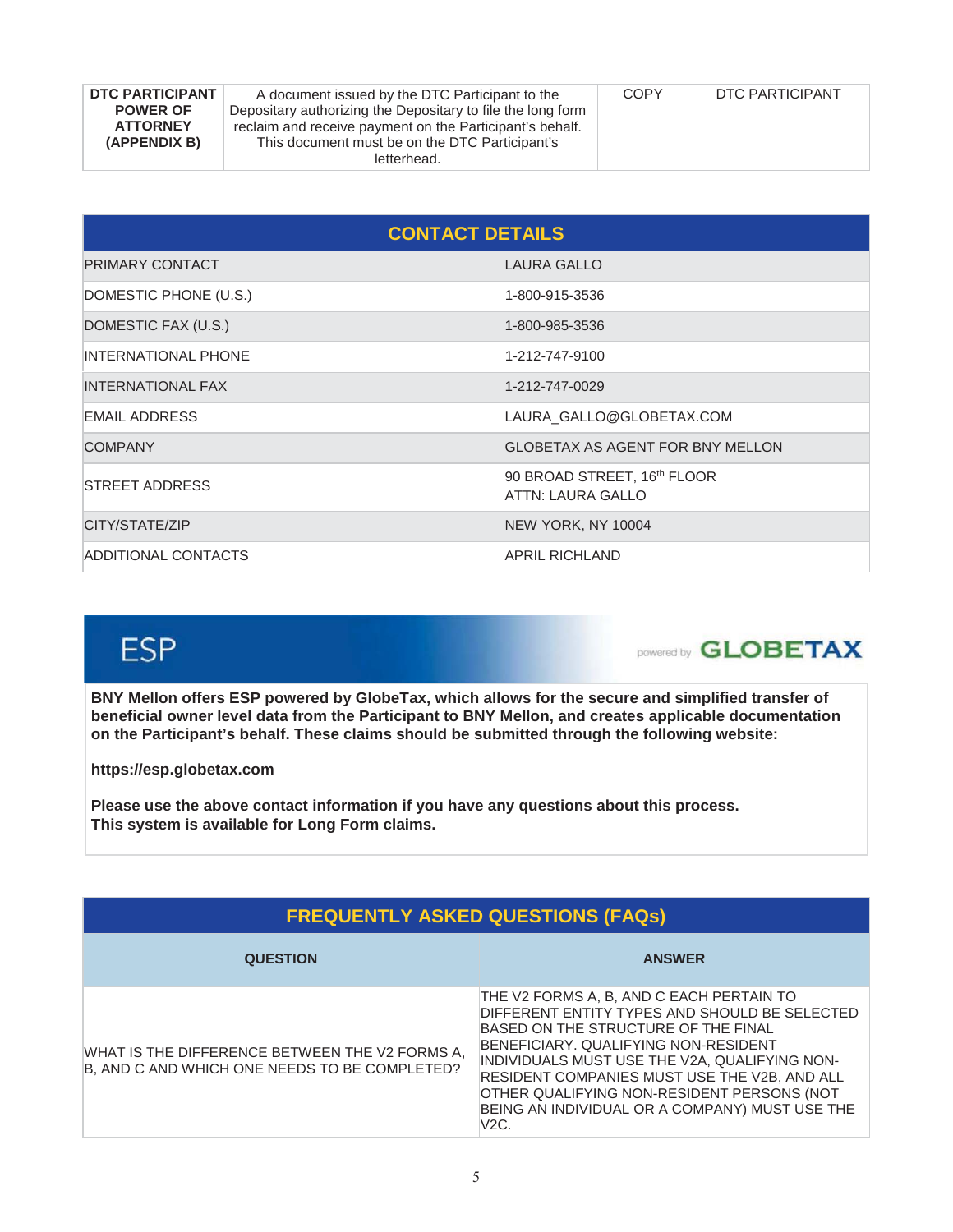| | | | |
|---|---|---|---|
| **DTC PARTICIPANT POWER OF ATTORNEY (APPENDIX B)** | A document issued by the DTC Participant to the Depositary authorizing the Depositary to file the long form reclaim and receive payment on the Participant's behalf. This document must be on the DTC Participant's letterhead. | COPY | DTC PARTICIPANT |

| CONTACT DETAILS | |
|---|---|
| PRIMARY CONTACT | LAURA GALLO |
| DOMESTIC PHONE (U.S.) | 1-800-915-3536 |
| DOMESTIC FAX (U.S.) | 1-800-985-3536 |
| INTERNATIONAL PHONE | 1-212-747-9100 |
| INTERNATIONAL FAX | 1-212-747-0029 |
| EMAIL ADDRESS | LAURA_GALLO@GLOBETAX.COM |
| COMPANY | GLOBETAX AS AGENT FOR BNY MELLON |
| STREET ADDRESS | 90 BROAD STREET, 16th FLOOR<br>ATTN: LAURA GALLO |
| CITY/STATE/ZIP | NEW YORK, NY 10004 |
| ADDITIONAL CONTACTS | APRIL RICHLAND |

## ESP

powered by GLOBETAX

**BNY Mellon offers ESP powered by GlobeTax, which allows for the secure and simplified transfer of beneficial owner level data from the Participant to BNY Mellon, and creates applicable documentation on the Participant's behalf. These claims should be submitted through the following website:**

**https://esp.globetax.com**

**Please use the above contact information if you have any questions about this process.**
**This system is available for Long Form claims.**

## FREQUENTLY ASKED QUESTIONS (FAQs)

| QUESTION | ANSWER |
|---|---|
| WHAT IS THE DIFFERENCE BETWEEN THE V2 FORMS A, B, AND C AND WHICH ONE NEEDS TO BE COMPLETED? | THE V2 FORMS A, B, AND C EACH PERTAIN TO DIFFERENT ENTITY TYPES AND SHOULD BE SELECTED BASED ON THE STRUCTURE OF THE FINAL BENEFICIARY. QUALIFYING NON-RESIDENT INDIVIDUALS MUST USE THE V2A, QUALIFYING NON-RESIDENT COMPANIES MUST USE THE V2B, AND ALL OTHER QUALIFYING NON-RESIDENT PERSONS (NOT BEING AN INDIVIDUAL OR A COMPANY) MUST USE THE V2C. |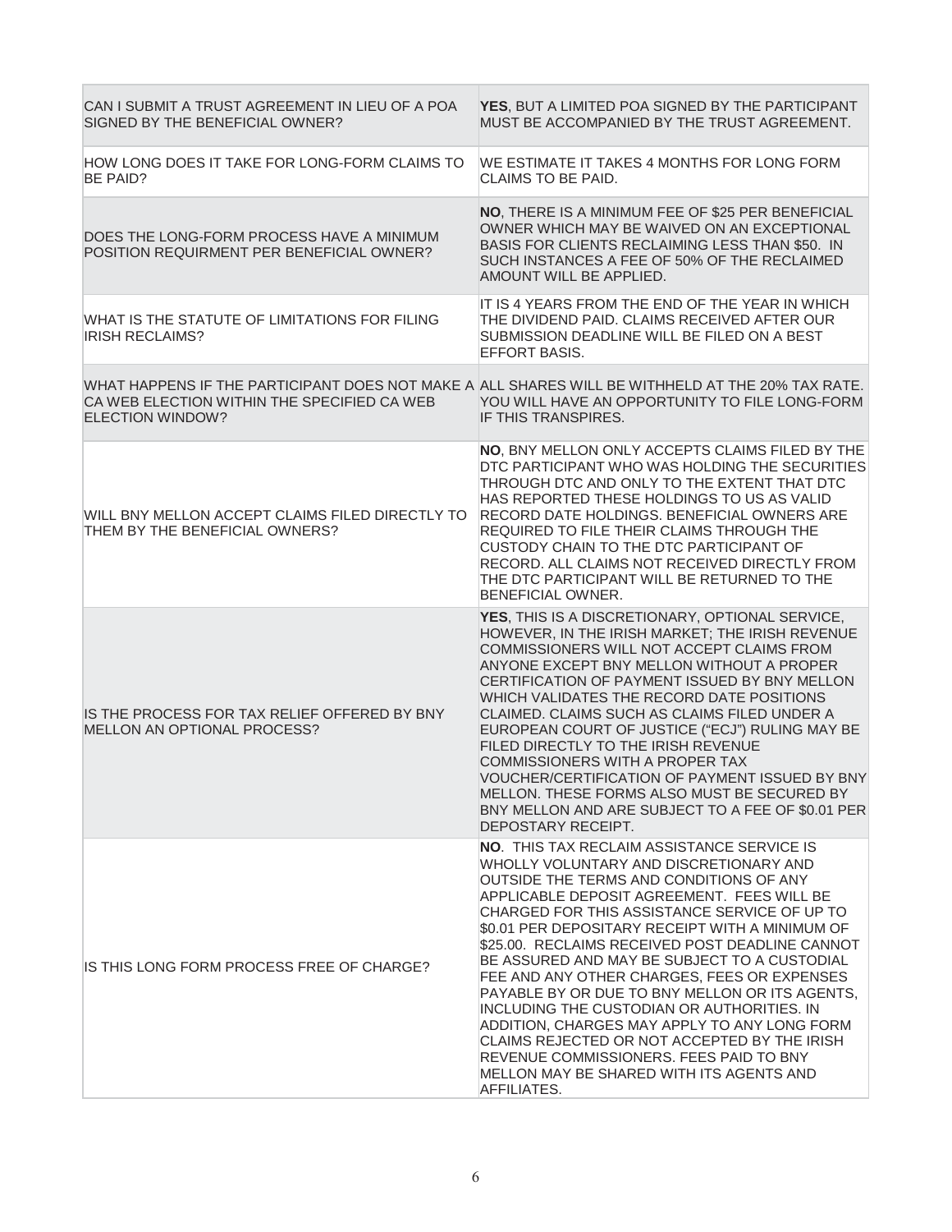| | |
|---|---|
| CAN I SUBMIT A TRUST AGREEMENT IN LIEU OF A POA SIGNED BY THE BENEFICIAL OWNER? | **YES**, BUT A LIMITED POA SIGNED BY THE PARTICIPANT MUST BE ACCOMPANIED BY THE TRUST AGREEMENT. |
| HOW LONG DOES IT TAKE FOR LONG-FORM CLAIMS TO BE PAID? | WE ESTIMATE IT TAKES 4 MONTHS FOR LONG FORM CLAIMS TO BE PAID. |
| DOES THE LONG-FORM PROCESS HAVE A MINIMUM POSITION REQUIRMENT PER BENEFICIAL OWNER? | **NO**, THERE IS A MINIMUM FEE OF $25 PER BENEFICIAL OWNER WHICH MAY BE WAIVED ON AN EXCEPTIONAL BASIS FOR CLIENTS RECLAIMING LESS THAN $50. IN SUCH INSTANCES A FEE OF 50% OF THE RECLAIMED AMOUNT WILL BE APPLIED. |
| WHAT IS THE STATUTE OF LIMITATIONS FOR FILING IRISH RECLAIMS? | IT IS 4 YEARS FROM THE END OF THE YEAR IN WHICH THE DIVIDEND PAID. CLAIMS RECEIVED AFTER OUR SUBMISSION DEADLINE WILL BE FILED ON A BEST EFFORT BASIS. |
| WHAT HAPPENS IF THE PARTICIPANT DOES NOT MAKE A CA WEB ELECTION WITHIN THE SPECIFIED CA WEB ELECTION WINDOW? | ALL SHARES WILL BE WITHHELD AT THE 20% TAX RATE. YOU WILL HAVE AN OPPORTUNITY TO FILE LONG-FORM IF THIS TRANSPIRES. |
| WILL BNY MELLON ACCEPT CLAIMS FILED DIRECTLY TO THEM BY THE BENEFICIAL OWNERS? | **NO**, BNY MELLON ONLY ACCEPTS CLAIMS FILED BY THE DTC PARTICIPANT WHO WAS HOLDING THE SECURITIES THROUGH DTC AND ONLY TO THE EXTENT THAT DTC HAS REPORTED THESE HOLDINGS TO US AS VALID RECORD DATE HOLDINGS. BENEFICIAL OWNERS ARE REQUIRED TO FILE THEIR CLAIMS THROUGH THE CUSTODY CHAIN TO THE DTC PARTICIPANT OF RECORD. ALL CLAIMS NOT RECEIVED DIRECTLY FROM THE DTC PARTICIPANT WILL BE RETURNED TO THE BENEFICIAL OWNER. |
| IS THE PROCESS FOR TAX RELIEF OFFERED BY BNY MELLON AN OPTIONAL PROCESS? | **YES**, THIS IS A DISCRETIONARY, OPTIONAL SERVICE, HOWEVER, IN THE IRISH MARKET; THE IRISH REVENUE COMMISSIONERS WILL NOT ACCEPT CLAIMS FROM ANYONE EXCEPT BNY MELLON WITHOUT A PROPER CERTIFICATION OF PAYMENT ISSUED BY BNY MELLON WHICH VALIDATES THE RECORD DATE POSITIONS CLAIMED. CLAIMS SUCH AS CLAIMS FILED UNDER A EUROPEAN COURT OF JUSTICE ("ECJ") RULING MAY BE FILED DIRECTLY TO THE IRISH REVENUE COMMISSIONERS WITH A PROPER TAX VOUCHER/CERTIFICATION OF PAYMENT ISSUED BY BNY MELLON. THESE FORMS ALSO MUST BE SECURED BY BNY MELLON AND ARE SUBJECT TO A FEE OF $0.01 PER DEPOSTARY RECEIPT. |
| IS THIS LONG FORM PROCESS FREE OF CHARGE? | **NO**. THIS TAX RECLAIM ASSISTANCE SERVICE IS WHOLLY VOLUNTARY AND DISCRETIONARY AND OUTSIDE THE TERMS AND CONDITIONS OF ANY APPLICABLE DEPOSIT AGREEMENT. FEES WILL BE CHARGED FOR THIS ASSISTANCE SERVICE OF UP TO $0.01 PER DEPOSITARY RECEIPT WITH A MINIMUM OF $25.00. RECLAIMS RECEIVED POST DEADLINE CANNOT BE ASSURED AND MAY BE SUBJECT TO A CUSTODIAL FEE AND ANY OTHER CHARGES, FEES OR EXPENSES PAYABLE BY OR DUE TO BNY MELLON OR ITS AGENTS, INCLUDING THE CUSTODIAN OR AUTHORITIES. IN ADDITION, CHARGES MAY APPLY TO ANY LONG FORM CLAIMS REJECTED OR NOT ACCEPTED BY THE IRISH REVENUE COMMISSIONERS. FEES PAID TO BNY MELLON MAY BE SHARED WITH ITS AGENTS AND AFFILIATES. |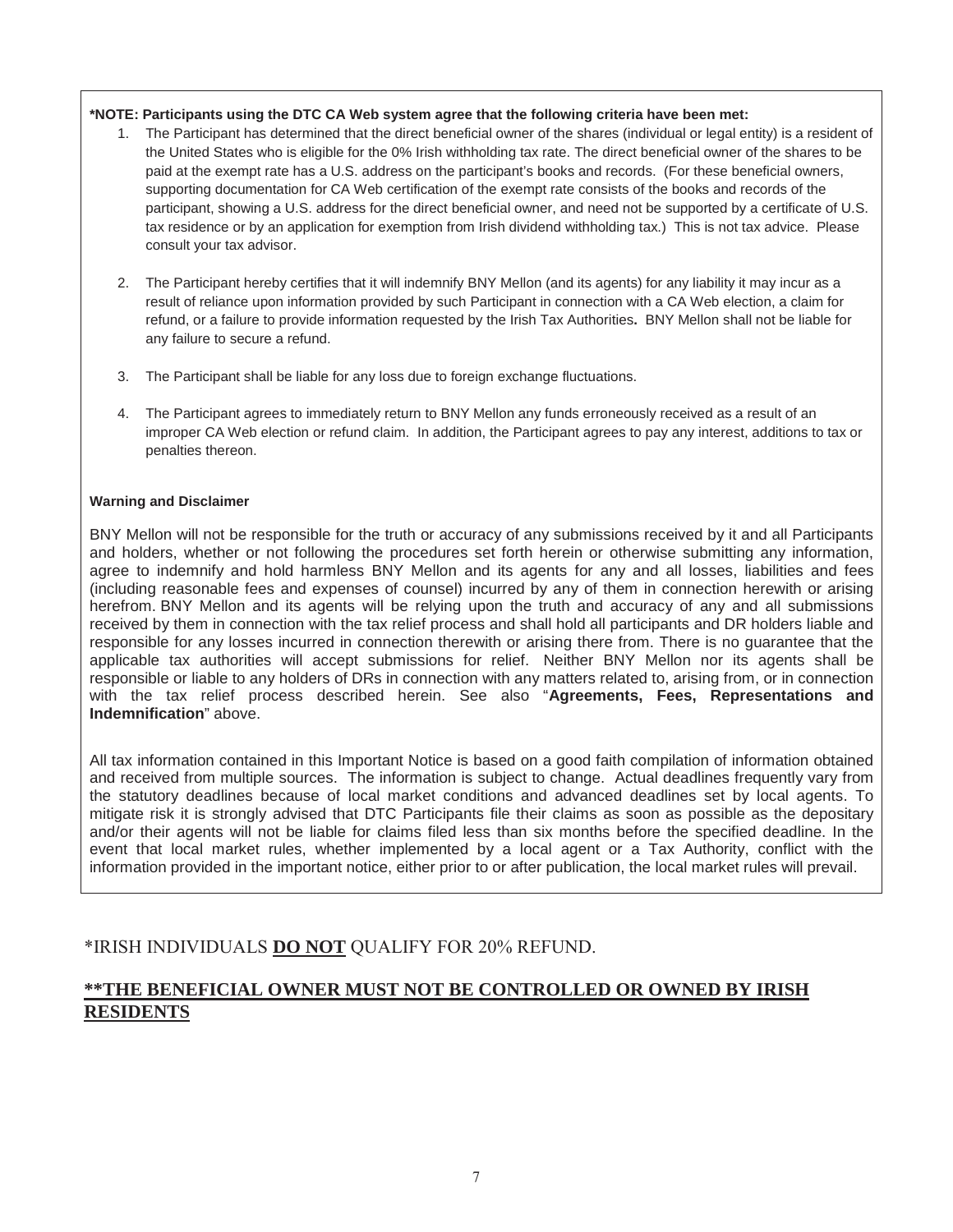**\*NOTE: Participants using the DTC CA Web system agree that the following criteria have been met:**

1. The Participant has determined that the direct beneficial owner of the shares (individual or legal entity) is a resident of the United States who is eligible for the 0% Irish withholding tax rate. The direct beneficial owner of the shares to be paid at the exempt rate has a U.S. address on the participant's books and records. (For these beneficial owners, supporting documentation for CA Web certification of the exempt rate consists of the books and records of the participant, showing a U.S. address for the direct beneficial owner, and need not be supported by a certificate of U.S. tax residence or by an application for exemption from Irish dividend withholding tax.) This is not tax advice. Please consult your tax advisor.

2. The Participant hereby certifies that it will indemnify BNY Mellon (and its agents) for any liability it may incur as a result of reliance upon information provided by such Participant in connection with a CA Web election, a claim for refund, or a failure to provide information requested by the Irish Tax Authorities**.** BNY Mellon shall not be liable for any failure to secure a refund.

3. The Participant shall be liable for any loss due to foreign exchange fluctuations.

4. The Participant agrees to immediately return to BNY Mellon any funds erroneously received as a result of an improper CA Web election or refund claim. In addition, the Participant agrees to pay any interest, additions to tax or penalties thereon.

**Warning and Disclaimer**

BNY Mellon will not be responsible for the truth or accuracy of any submissions received by it and all Participants and holders, whether or not following the procedures set forth herein or otherwise submitting any information, agree to indemnify and hold harmless BNY Mellon and its agents for any and all losses, liabilities and fees (including reasonable fees and expenses of counsel) incurred by any of them in connection herewith or arising herefrom. BNY Mellon and its agents will be relying upon the truth and accuracy of any and all submissions received by them in connection with the tax relief process and shall hold all participants and DR holders liable and responsible for any losses incurred in connection therewith or arising there from. There is no guarantee that the applicable tax authorities will accept submissions for relief. Neither BNY Mellon nor its agents shall be responsible or liable to any holders of DRs in connection with any matters related to, arising from, or in connection with the tax relief process described herein. See also "**Agreements, Fees, Representations and Indemnification**" above.

All tax information contained in this Important Notice is based on a good faith compilation of information obtained and received from multiple sources. The information is subject to change. Actual deadlines frequently vary from the statutory deadlines because of local market conditions and advanced deadlines set by local agents. To mitigate risk it is strongly advised that DTC Participants file their claims as soon as possible as the depositary and/or their agents will not be liable for claims filed less than six months before the specified deadline. In the event that local market rules, whether implemented by a local agent or a Tax Authority, conflict with the information provided in the important notice, either prior to or after publication, the local market rules will prevail.

\*IRISH INDIVIDUALS **DO NOT** QUALIFY FOR 20% REFUND.

**\*\*THE BENEFICIAL OWNER MUST NOT BE CONTROLLED OR OWNED BY IRISH RESIDENTS**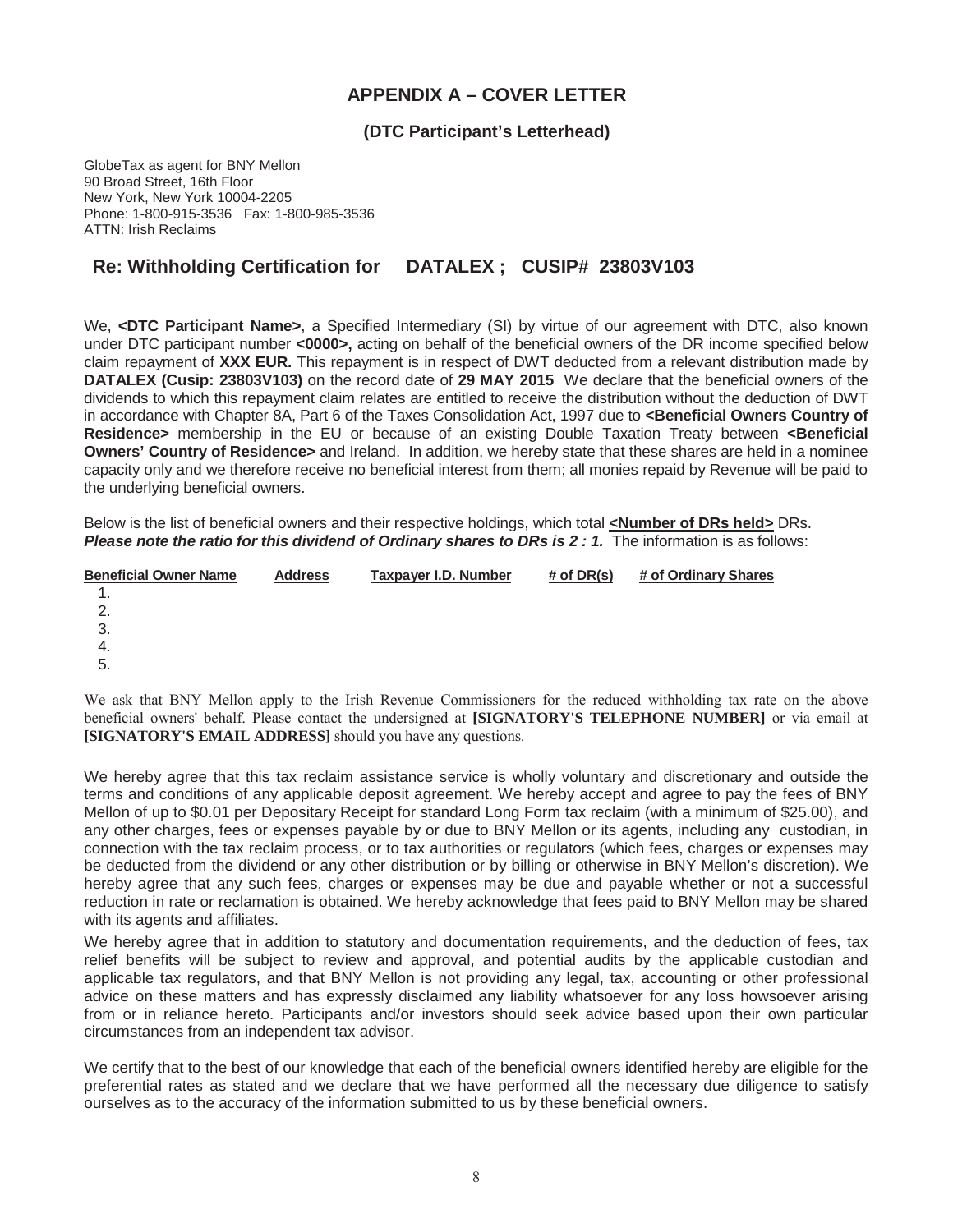# APPENDIX A – COVER LETTER

**(DTC Participant's Letterhead)**

GlobeTax as agent for BNY Mellon
90 Broad Street, 16th Floor
New York, New York 10004-2205
Phone: 1-800-915-3536 Fax: 1-800-985-3536
ATTN: Irish Reclaims

## Re: Withholding Certification for DATALEX ; CUSIP# 23803V103

We, **<DTC Participant Name>**, a Specified Intermediary (SI) by virtue of our agreement with DTC, also known under DTC participant number **<0000>,** acting on behalf of the beneficial owners of the DR income specified below claim repayment of **XXX EUR.** This repayment is in respect of DWT deducted from a relevant distribution made by **DATALEX (Cusip: 23803V103)** on the record date of **29 MAY 2015** We declare that the beneficial owners of the dividends to which this repayment claim relates are entitled to receive the distribution without the deduction of DWT in accordance with Chapter 8A, Part 6 of the Taxes Consolidation Act, 1997 due to **<Beneficial Owners Country of Residence>** membership in the EU or because of an existing Double Taxation Treaty between **<Beneficial Owners' Country of Residence>** and Ireland. In addition, we hereby state that these shares are held in a nominee capacity only and we therefore receive no beneficial interest from them; all monies repaid by Revenue will be paid to the underlying beneficial owners.

Below is the list of beneficial owners and their respective holdings, which total **<Number of DRs held>** DRs. ***Please note the ratio for this dividend of Ordinary shares to DRs is 2 : 1.*** The information is as follows:

| Beneficial Owner Name | Address | Taxpayer I.D. Number | # of DR(s) | # of Ordinary Shares |
|---|---|---|---|---|
| 1. | | | | |
| 2. | | | | |
| 3. | | | | |
| 4. | | | | |
| 5. | | | | |

We ask that BNY Mellon apply to the Irish Revenue Commissioners for the reduced withholding tax rate on the above beneficial owners' behalf. Please contact the undersigned at **[SIGNATORY'S TELEPHONE NUMBER]** or via email at **[SIGNATORY'S EMAIL ADDRESS]** should you have any questions.

We hereby agree that this tax reclaim assistance service is wholly voluntary and discretionary and outside the terms and conditions of any applicable deposit agreement. We hereby accept and agree to pay the fees of BNY Mellon of up to $0.01 per Depositary Receipt for standard Long Form tax reclaim (with a minimum of $25.00), and any other charges, fees or expenses payable by or due to BNY Mellon or its agents, including any custodian, in connection with the tax reclaim process, or to tax authorities or regulators (which fees, charges or expenses may be deducted from the dividend or any other distribution or by billing or otherwise in BNY Mellon's discretion). We hereby agree that any such fees, charges or expenses may be due and payable whether or not a successful reduction in rate or reclamation is obtained. We hereby acknowledge that fees paid to BNY Mellon may be shared with its agents and affiliates.

We hereby agree that in addition to statutory and documentation requirements, and the deduction of fees, tax relief benefits will be subject to review and approval, and potential audits by the applicable custodian and applicable tax regulators, and that BNY Mellon is not providing any legal, tax, accounting or other professional advice on these matters and has expressly disclaimed any liability whatsoever for any loss howsoever arising from or in reliance hereto. Participants and/or investors should seek advice based upon their own particular circumstances from an independent tax advisor.

We certify that to the best of our knowledge that each of the beneficial owners identified hereby are eligible for the preferential rates as stated and we declare that we have performed all the necessary due diligence to satisfy ourselves as to the accuracy of the information submitted to us by these beneficial owners.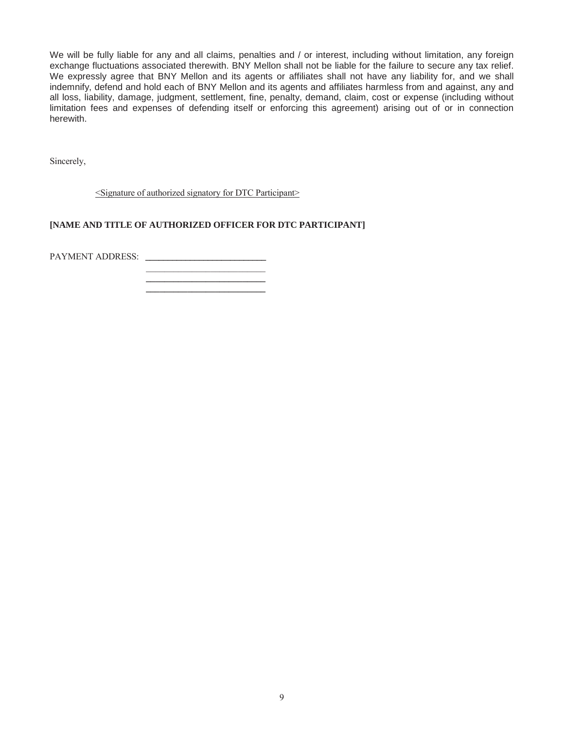We will be fully liable for any and all claims, penalties and / or interest, including without limitation, any foreign exchange fluctuations associated therewith. BNY Mellon shall not be liable for the failure to secure any tax relief. We expressly agree that BNY Mellon and its agents or affiliates shall not have any liability for, and we shall indemnify, defend and hold each of BNY Mellon and its agents and affiliates harmless from and against, any and all loss, liability, damage, judgment, settlement, fine, penalty, demand, claim, cost or expense (including without limitation fees and expenses of defending itself or enforcing this agreement) arising out of or in connection herewith.

Sincerely,

<Signature of authorized signatory for DTC Participant>

**[NAME AND TITLE OF AUTHORIZED OFFICER FOR DTC PARTICIPANT]**

PAYMENT ADDRESS: ___________________________

___________________________

___________________________

___________________________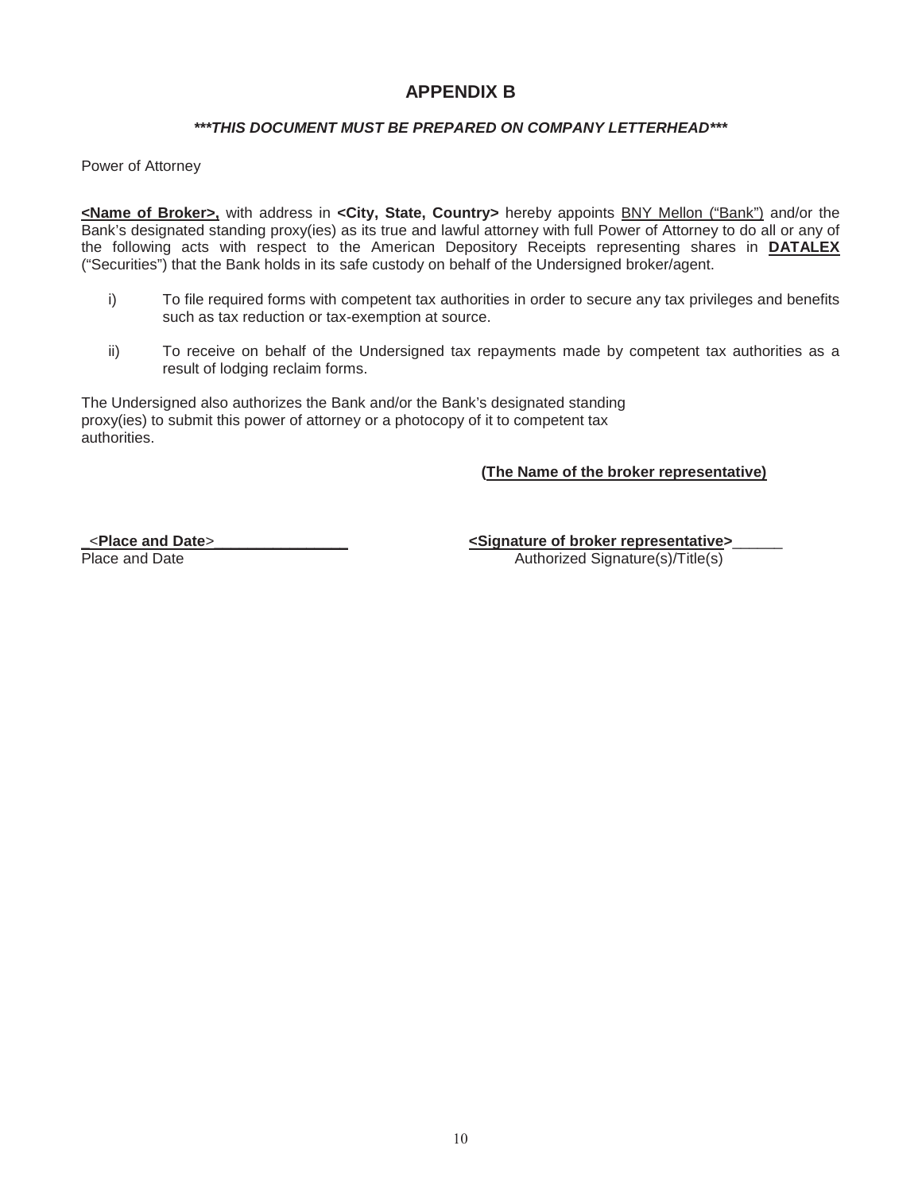# APPENDIX B

***\*\*\*THIS DOCUMENT MUST BE PREPARED ON COMPANY LETTERHEAD\*\*\****

Power of Attorney

**<Name of Broker>,** with address in **<City, State, Country>** hereby appoints BNY Mellon ("Bank") and/or the Bank's designated standing proxy(ies) as its true and lawful attorney with full Power of Attorney to do all or any of the following acts with respect to the American Depository Receipts representing shares in **DATALEX** ("Securities") that the Bank holds in its safe custody on behalf of the Undersigned broker/agent.

i) To file required forms with competent tax authorities in order to secure any tax privileges and benefits such as tax reduction or tax-exemption at source.

ii) To receive on behalf of the Undersigned tax repayments made by competent tax authorities as a result of lodging reclaim forms.

The Undersigned also authorizes the Bank and/or the Bank's designated standing proxy(ies) to submit this power of attorney or a photocopy of it to competent tax authorities.

**(The Name of the broker representative)**

_<**Place and Date**>________________ **<Signature of broker representative>**______

Place and Date Authorized Signature(s)/Title(s)